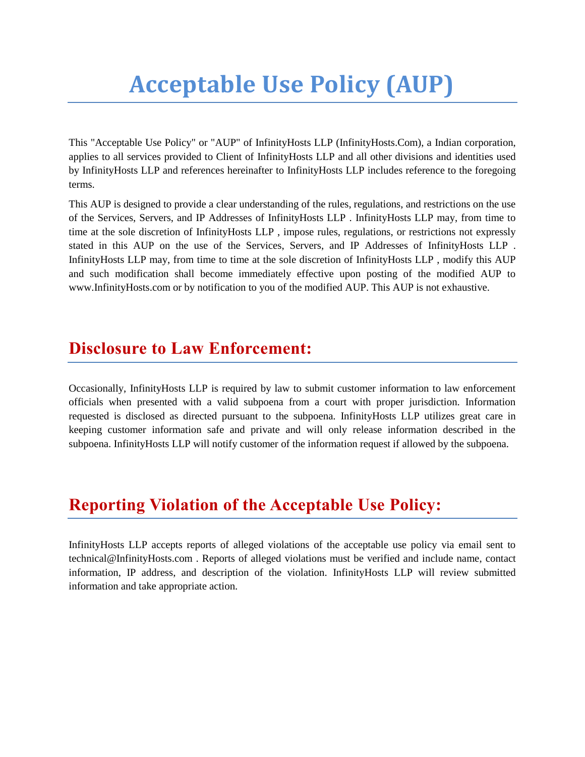# Acceptable Use Policy (AUP)

This "Acceptable Use Policy" or "AUP" of InfinityHosts LLP (InfinityHosts.Com), a Indian corporation, applies to all services provided to Client of InfinityHosts LLP and all other divisions and identities used by InfinityHosts LLP and references hereinafter to InfinityHosts LLP includes reference to the foregoing terms.

This AUP is designed to provide a clear understanding of the rules, regulations, and restrictions on the use of the Services, Servers, and IP Addresses of InfinityHosts LLP . InfinityHosts LLP may, from time to time at the sole discretion of InfinityHosts LLP , impose rules, regulations, or restrictions not expressly stated in this AUP on the use of the Services, Servers, and IP Addresses of InfinityHosts LLP . InfinityHosts LLP may, from time to time at the sole discretion of InfinityHosts LLP , modify this AUP and such modification shall become immediately effective upon posting of the modified AUP to www.InfinityHosts.com or by notification to you of the modified AUP. This AUP is not exhaustive.

## Disclosure to Law Enforcement:

Occasionally, InfinityHosts LLP is required by law to submit customer information to law enforcement officials when presented with a valid subpoena from a court with proper jurisdiction. Information requested is disclosed as directed pursuant to the subpoena. InfinityHosts LLP utilizes great care in keeping customer information safe and private and will only release information described in the subpoena. InfinityHosts LLP will notify customer of the information request if allowed by the subpoena.

## Reporting Violation of the Acceptable Use Policy:

InfinityHosts LLP accepts reports of alleged violations of the acceptable use policy via email sent to technical@InfinityHosts.com . Reports of alleged violations must be verified and include name, contact information, IP address, and description of the violation. InfinityHosts LLP will review submitted information and take appropriate action.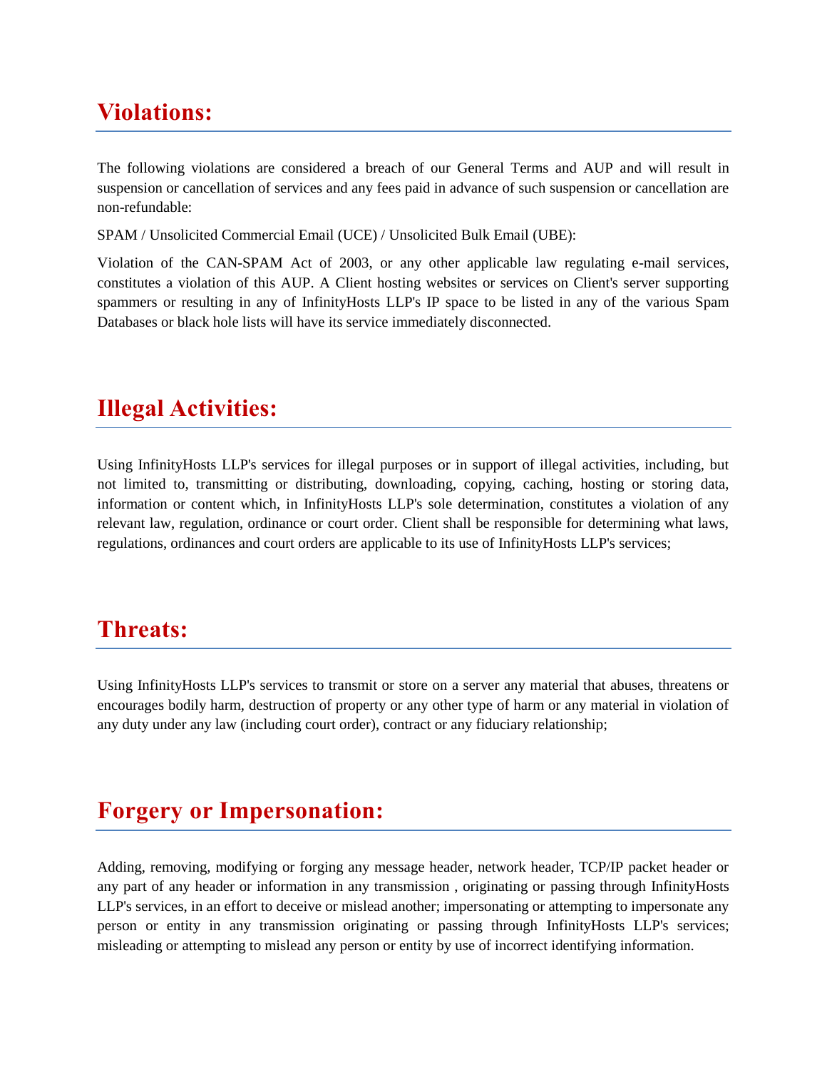## Violations:

The following violations are considered a breach of our General Terms and AUP and will result in suspension or cancellation of services and any fees paid in advance of such suspension or cancellation are non-refundable:

SPAM / Unsolicited Commercial Email (UCE) / Unsolicited Bulk Email (UBE):

Violation of the CAN-SPAM Act of 2003, or any other applicable law regulating e-mail services, constitutes a violation of this AUP. A Client hosting websites or services on Client's server supporting spammers or resulting in any of InfinityHosts LLP's IP space to be listed in any of the various Spam Databases or black hole lists will have its service immediately disconnected.

## Illegal Activities:

Using InfinityHosts LLP's services for illegal purposes or in support of illegal activities, including, but not limited to, transmitting or distributing, downloading, copying, caching, hosting or storing data, information or content which, in InfinityHosts LLP's sole determination, constitutes a violation of any relevant law, regulation, ordinance or court order. Client shall be responsible for determining what laws, regulations, ordinances and court orders are applicable to its use of InfinityHosts LLP's services;

## Threats:

Using InfinityHosts LLP's services to transmit or store on a server any material that abuses, threatens or encourages bodily harm, destruction of property or any other type of harm or any material in violation of any duty under any law (including court order), contract or any fiduciary relationship;

## Forgery or Impersonation:

Adding, removing, modifying or forging any message header, network header, TCP/IP packet header or any part of any header or information in any transmission , originating or passing through InfinityHosts LLP's services, in an effort to deceive or mislead another; impersonating or attempting to impersonate any person or entity in any transmission originating or passing through InfinityHosts LLP's services; misleading or attempting to mislead any person or entity by use of incorrect identifying information.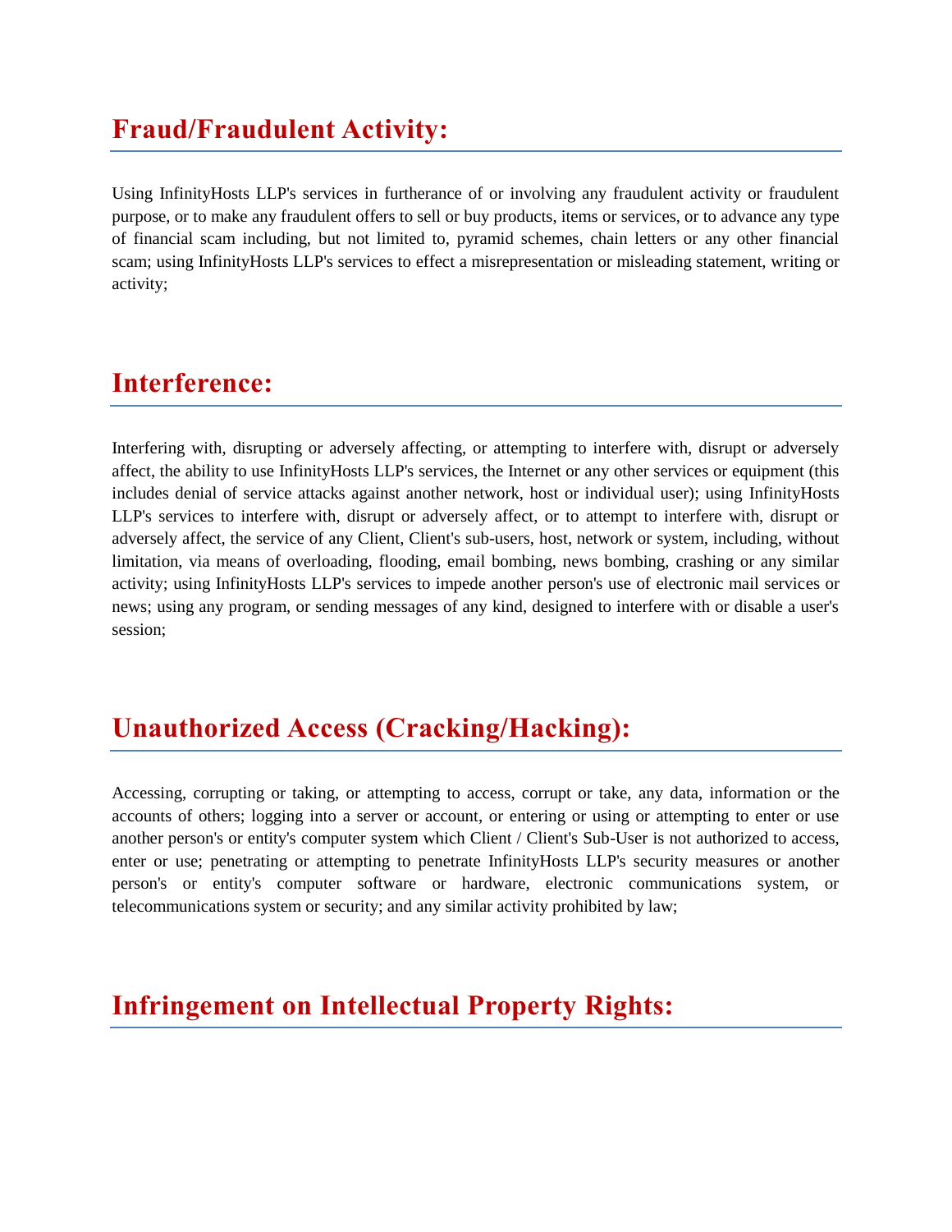## Fraud/Fraudulent Activity:

Using InfinityHosts LLP's services in furtherance of or involving any fraudulent activity or fraudulent purpose, or to make any fraudulent offers to sell or buy products, items or services, or to advance any type of financial scam including, but not limited to, pyramid schemes, chain letters or any other financial scam; using InfinityHosts LLP's services to effect a misrepresentation or misleading statement, writing or activity;

## Interference:

Interfering with, disrupting or adversely affecting, or attempting to interfere with, disrupt or adversely affect, the ability to use InfinityHosts LLP's services, the Internet or any other services or equipment (this includes denial of service attacks against another network, host or individual user); using InfinityHosts LLP's services to interfere with, disrupt or adversely affect, or to attempt to interfere with, disrupt or adversely affect, the service of any Client, Client's sub-users, host, network or system, including, without limitation, via means of overloading, flooding, email bombing, news bombing, crashing or any similar activity; using InfinityHosts LLP's services to impede another person's use of electronic mail services or news; using any program, or sending messages of any kind, designed to interfere with or disable a user's session;

## Unauthorized Access (Cracking/Hacking):

Accessing, corrupting or taking, or attempting to access, corrupt or take, any data, information or the accounts of others; logging into a server or account, or entering or using or attempting to enter or use another person's or entity's computer system which Client / Client's Sub-User is not authorized to access, enter or use; penetrating or attempting to penetrate InfinityHosts LLP's security measures or another person's or entity's computer software or hardware, electronic communications system, or telecommunications system or security; and any similar activity prohibited by law;

## Infringement on Intellectual Property Rights: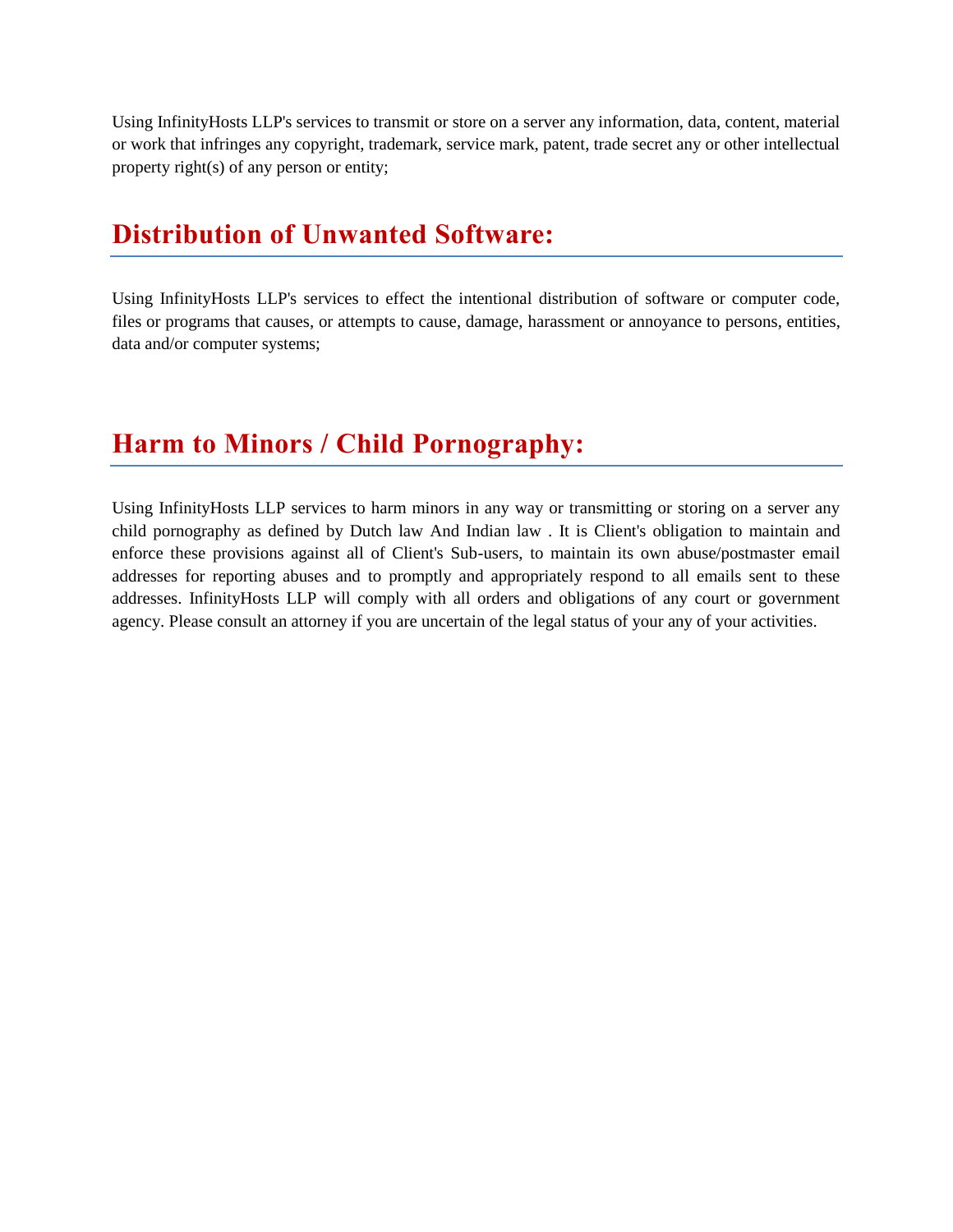Using InfinityHosts LLP's services to transmit or store on a server any information, data, content, material or work that infringes any copyright, trademark, service mark, patent, trade secret any or other intellectual property right(s) of any person or entity;

## Distribution of Unwanted Software:

Using InfinityHosts LLP's services to effect the intentional distribution of software or computer code, files or programs that causes, or attempts to cause, damage, harassment or annoyance to persons, entities, data and/or computer systems;

## Harm to Minors / Child Pornography:

Using InfinityHosts LLP services to harm minors in any way or transmitting or storing on a server any child pornography as defined by Dutch law And Indian law . It is Client's obligation to maintain and enforce these provisions against all of Client's Sub-users, to maintain its own abuse/postmaster email addresses for reporting abuses and to promptly and appropriately respond to all emails sent to these addresses. InfinityHosts LLP will comply with all orders and obligations of any court or government agency. Please consult an attorney if you are uncertain of the legal status of your any of your activities.